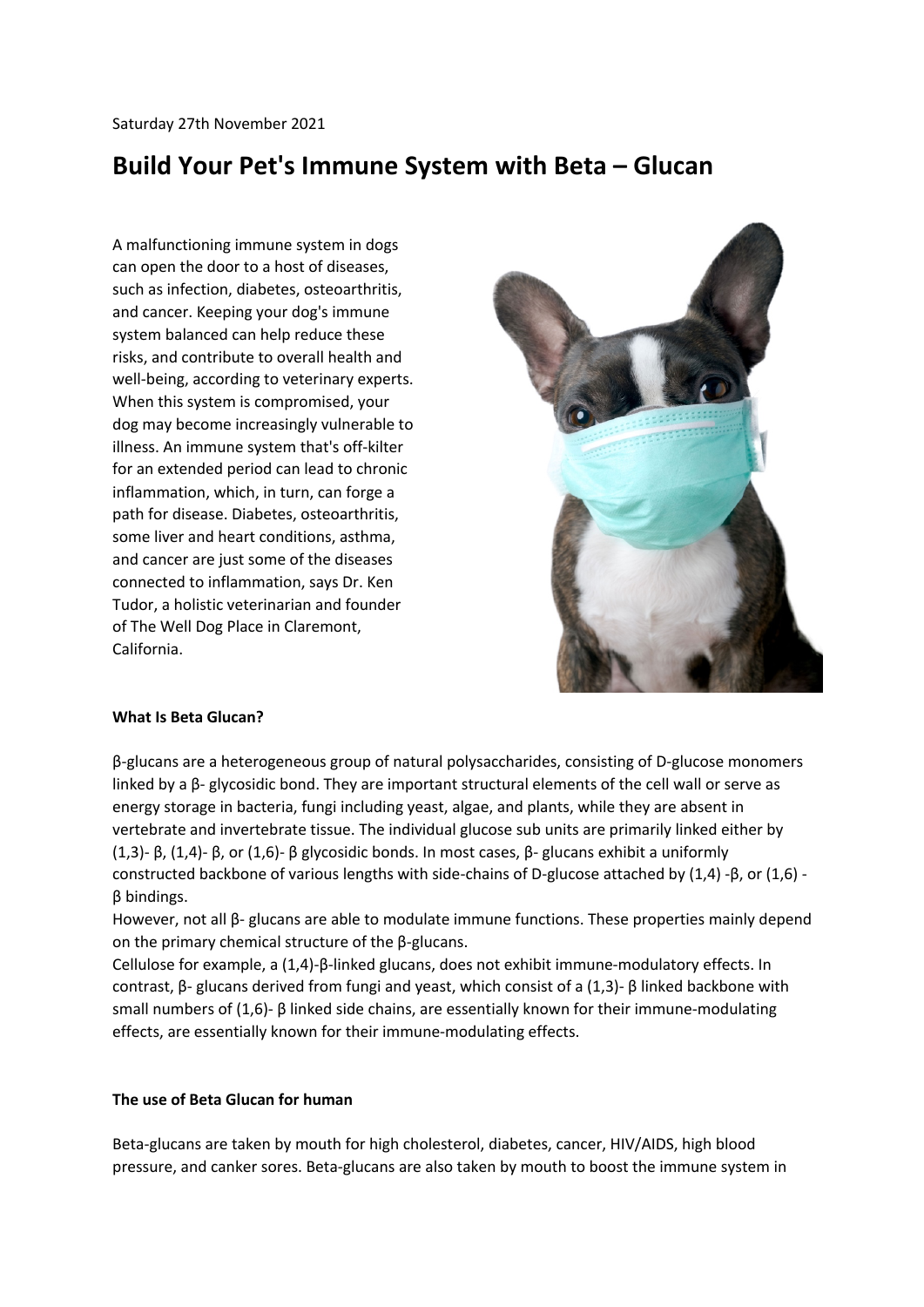Saturday 27th November 2021

# Build Your Pet's Immune System with Beta – Glucan

A malfunctioning immune system in dogs can open the door to a host of diseases, such as infection, diabetes, osteoarthritis, and cancer. Keeping your dog's immune system balanced can help reduce these risks, and contribute to overall health and well-being, according to veterinary experts. When this system is compromised, your dog may become increasingly vulnerable to illness. An immune system that's off-kilter for an extended period can lead to chronic inflammation, which, in turn, can forge a path for disease. Diabetes, osteoarthritis, some liver and heart conditions, asthma, and cancer are just some of the diseases connected to inflammation, says Dr. Ken Tudor, a holistic veterinarian and founder of The Well Dog Place in Claremont, California.

**What Is Beta Glucan?**

β-glucans are a heterogeneous group of natural polysaccharides, consisting of D-glucose monomers linked by a β- glycosidic bond. They are important structural elements of the cell wall or serve as energy storage in bacteria, fungi including yeast, algae, and plants, while they are absent in vertebrate and invertebrate tissue. The individual glucose sub units are primarily linked either by (1,3)- β, (1,4)- β, or (1,6)- β glycosidic bonds. In most cases, β- glucans exhibit a uniformly constructed backbone of various lengths with side-chains of D-glucose attached by (1,4) -β, or (1,6) - β bindings.

However, not all β- glucans are able to modulate immune functions. These properties mainly depend on the primary chemical structure of the β-glucans.

Cellulose for example, a (1,4)-β-linked glucans, does not exhibit immune-modulatory effects. In contrast, β- glucans derived from fungi and yeast, which consist of a (1,3)- β linked backbone with small numbers of (1,6)- β linked side chains, are essentially known for their immune-modulating effects, are essentially known for their immune-modulating effects.

**The use of Beta Glucan for human**

Beta-glucans are taken by mouth for high cholesterol, diabetes, cancer, HIV/AIDS, high blood pressure, and canker sores. Beta-glucans are also taken by mouth to boost the immune system in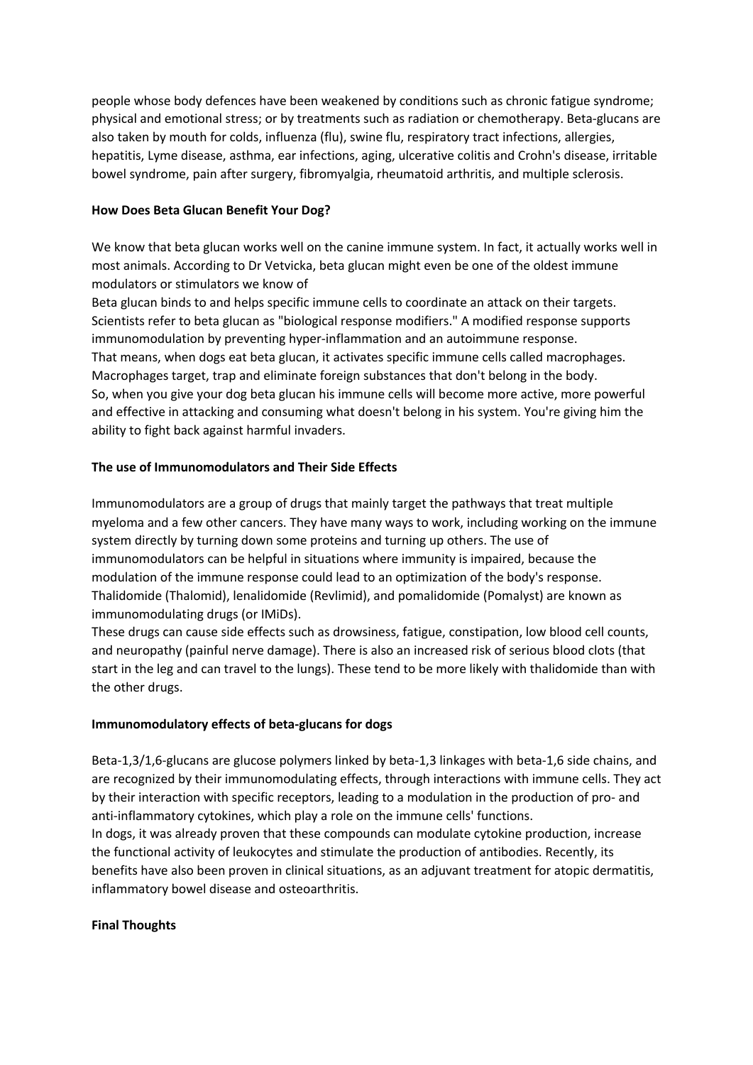people whose body defences have been weakened by conditions such as chronic fatigue syndrome; physical and emotional stress; or by treatments such as radiation or chemotherapy. Beta-glucans are also taken by mouth for colds, influenza (flu), swine flu, respiratory tract infections, allergies, hepatitis, Lyme disease, asthma, ear infections, aging, ulcerative colitis and Crohn's disease, irritable bowel syndrome, pain after surgery, fibromyalgia, rheumatoid arthritis, and multiple sclerosis.

**How Does Beta Glucan Benefit Your Dog?**

We know that beta glucan works well on the canine immune system. In fact, it actually works well in most animals. According to Dr Vetvicka, beta glucan might even be one of the oldest immune modulators or stimulators we know of
Beta glucan binds to and helps specific immune cells to coordinate an attack on their targets. Scientists refer to beta glucan as "biological response modifiers." A modified response supports immunomodulation by preventing hyper-inflammation and an autoimmune response.
That means, when dogs eat beta glucan, it activates specific immune cells called macrophages. Macrophages target, trap and eliminate foreign substances that don't belong in the body.
So, when you give your dog beta glucan his immune cells will become more active, more powerful and effective in attacking and consuming what doesn't belong in his system. You're giving him the ability to fight back against harmful invaders.

**The use of Immunomodulators and Their Side Effects**

Immunomodulators are a group of drugs that mainly target the pathways that treat multiple myeloma and a few other cancers. They have many ways to work, including working on the immune system directly by turning down some proteins and turning up others. The use of immunomodulators can be helpful in situations where immunity is impaired, because the modulation of the immune response could lead to an optimization of the body's response. Thalidomide (Thalomid), lenalidomide (Revlimid), and pomalidomide (Pomalyst) are known as immunomodulating drugs (or IMiDs).
These drugs can cause side effects such as drowsiness, fatigue, constipation, low blood cell counts, and neuropathy (painful nerve damage). There is also an increased risk of serious blood clots (that start in the leg and can travel to the lungs). These tend to be more likely with thalidomide than with the other drugs.

**Immunomodulatory effects of beta-glucans for dogs**

Beta-1,3/1,6-glucans are glucose polymers linked by beta-1,3 linkages with beta-1,6 side chains, and are recognized by their immunomodulating effects, through interactions with immune cells. They act by their interaction with specific receptors, leading to a modulation in the production of pro- and anti-inflammatory cytokines, which play a role on the immune cells' functions.
In dogs, it was already proven that these compounds can modulate cytokine production, increase the functional activity of leukocytes and stimulate the production of antibodies. Recently, its benefits have also been proven in clinical situations, as an adjuvant treatment for atopic dermatitis, inflammatory bowel disease and osteoarthritis.

**Final Thoughts**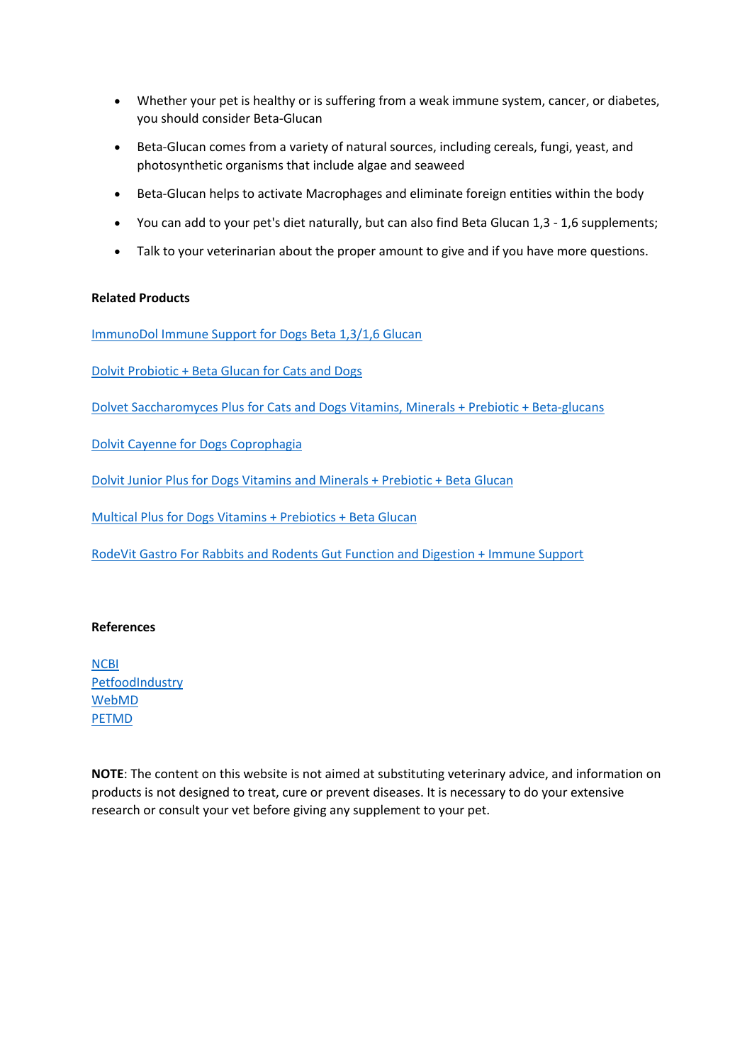- Whether your pet is healthy or is suffering from a weak immune system, cancer, or diabetes, you should consider Beta-Glucan
- Beta-Glucan comes from a variety of natural sources, including cereals, fungi, yeast, and photosynthetic organisms that include algae and seaweed
- Beta-Glucan helps to activate Macrophages and eliminate foreign entities within the body
- You can add to your pet's diet naturally, but can also find Beta Glucan 1,3 - 1,6 supplements;
- Talk to your veterinarian about the proper amount to give and if you have more questions.

**Related Products**

ImmunoDol Immune Support for Dogs Beta 1,3/1,6 Glucan

Dolvit Probiotic + Beta Glucan for Cats and Dogs

Dolvet Saccharomyces Plus for Cats and Dogs Vitamins, Minerals + Prebiotic + Beta-glucans

Dolvit Cayenne for Dogs Coprophagia

Dolvit Junior Plus for Dogs Vitamins and Minerals + Prebiotic + Beta Glucan

Multical Plus for Dogs Vitamins + Prebiotics + Beta Glucan

RodeVit Gastro For Rabbits and Rodents Gut Function and Digestion + Immune Support

**References**

NCBI
PetfoodIndustry
WebMD
PETMD

**NOTE**: The content on this website is not aimed at substituting veterinary advice, and information on products is not designed to treat, cure or prevent diseases. It is necessary to do your extensive research or consult your vet before giving any supplement to your pet.